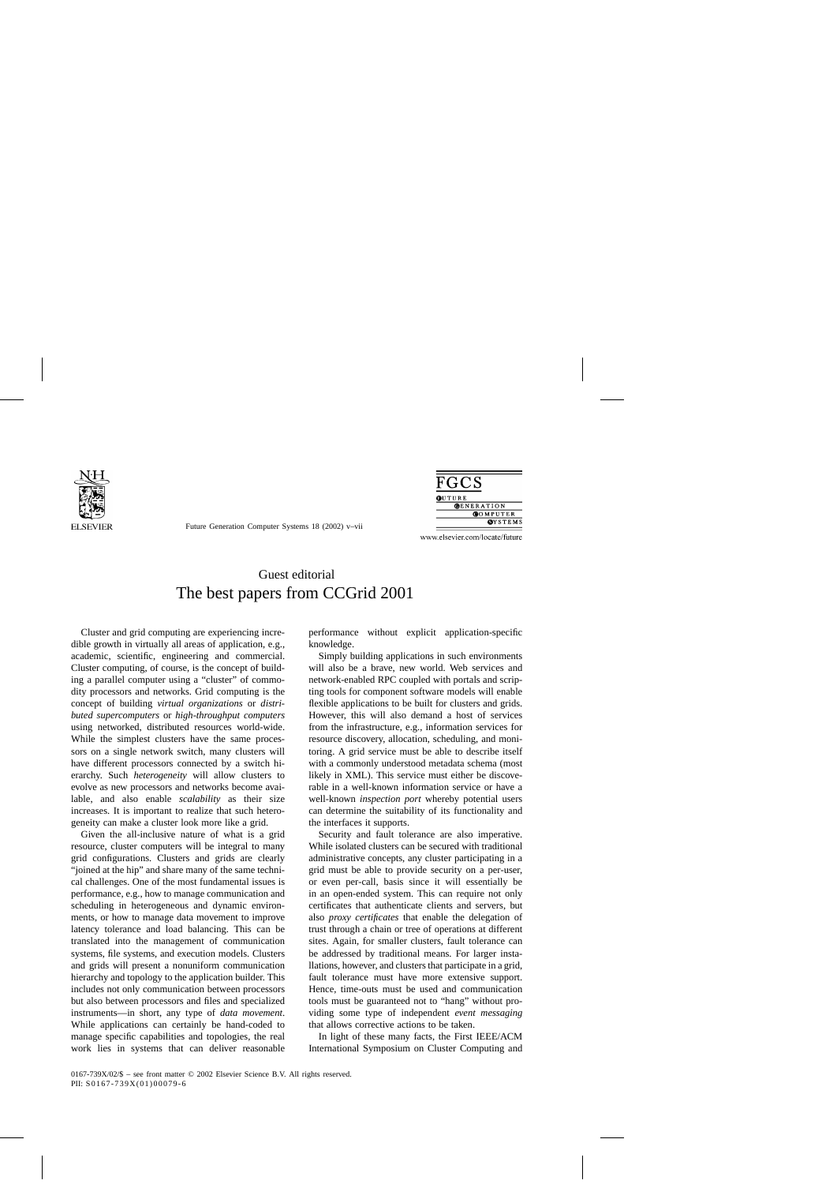# Guest editorial

## The best papers from CCGrid 2001

Cluster and grid computing are experiencing incredible growth in virtually all areas of application, e.g., academic, scientific, engineering and commercial. Cluster computing, of course, is the concept of building a parallel computer using a "cluster" of commodity processors and networks. Grid computing is the concept of building *virtual organizations* or *distributed supercomputers* or *high-throughput computers* using networked, distributed resources world-wide. While the simplest clusters have the same processors on a single network switch, many clusters will have different processors connected by a switch hierarchy. Such *heterogeneity* will allow clusters to evolve as new processors and networks become available, and also enable *scalability* as their size increases. It is important to realize that such heterogeneity can make a cluster look more like a grid.

Given the all-inclusive nature of what is a grid resource, cluster computers will be integral to many grid configurations. Clusters and grids are clearly "joined at the hip" and share many of the same technical challenges. One of the most fundamental issues is performance, e.g., how to manage communication and scheduling in heterogeneous and dynamic environments, or how to manage data movement to improve latency tolerance and load balancing. This can be translated into the management of communication systems, file systems, and execution models. Clusters and grids will present a nonuniform communication hierarchy and topology to the application builder. This includes not only communication between processors but also between processors and files and specialized instruments—in short, any type of *data movement*. While applications can certainly be hand-coded to manage specific capabilities and topologies, the real work lies in systems that can deliver reasonable performance without explicit application-specific knowledge.

Simply building applications in such environments will also be a brave, new world. Web services and network-enabled RPC coupled with portals and scripting tools for component software models will enable flexible applications to be built for clusters and grids. However, this will also demand a host of services from the infrastructure, e.g., information services for resource discovery, allocation, scheduling, and monitoring. A grid service must be able to describe itself with a commonly understood metadata schema (most likely in XML). This service must either be discoverable in a well-known information service or have a well-known *inspection port* whereby potential users can determine the suitability of its functionality and the interfaces it supports.

Security and fault tolerance are also imperative. While isolated clusters can be secured with traditional administrative concepts, any cluster participating in a grid must be able to provide security on a per-user, or even per-call, basis since it will essentially be in an open-ended system. This can require not only certificates that authenticate clients and servers, but also *proxy certificates* that enable the delegation of trust through a chain or tree of operations at different sites. Again, for smaller clusters, fault tolerance can be addressed by traditional means. For larger installations, however, and clusters that participate in a grid, fault tolerance must have more extensive support. Hence, time-outs must be used and communication tools must be guaranteed not to "hang" without providing some type of independent *event messaging* that allows corrective actions to be taken.

In light of these many facts, the First IEEE/ACM International Symposium on Cluster Computing and

0167-739X/02/$ – see front matter © 2002 Elsevier Science B.V. All rights reserved.
PII: S0167-739X(01)00079-6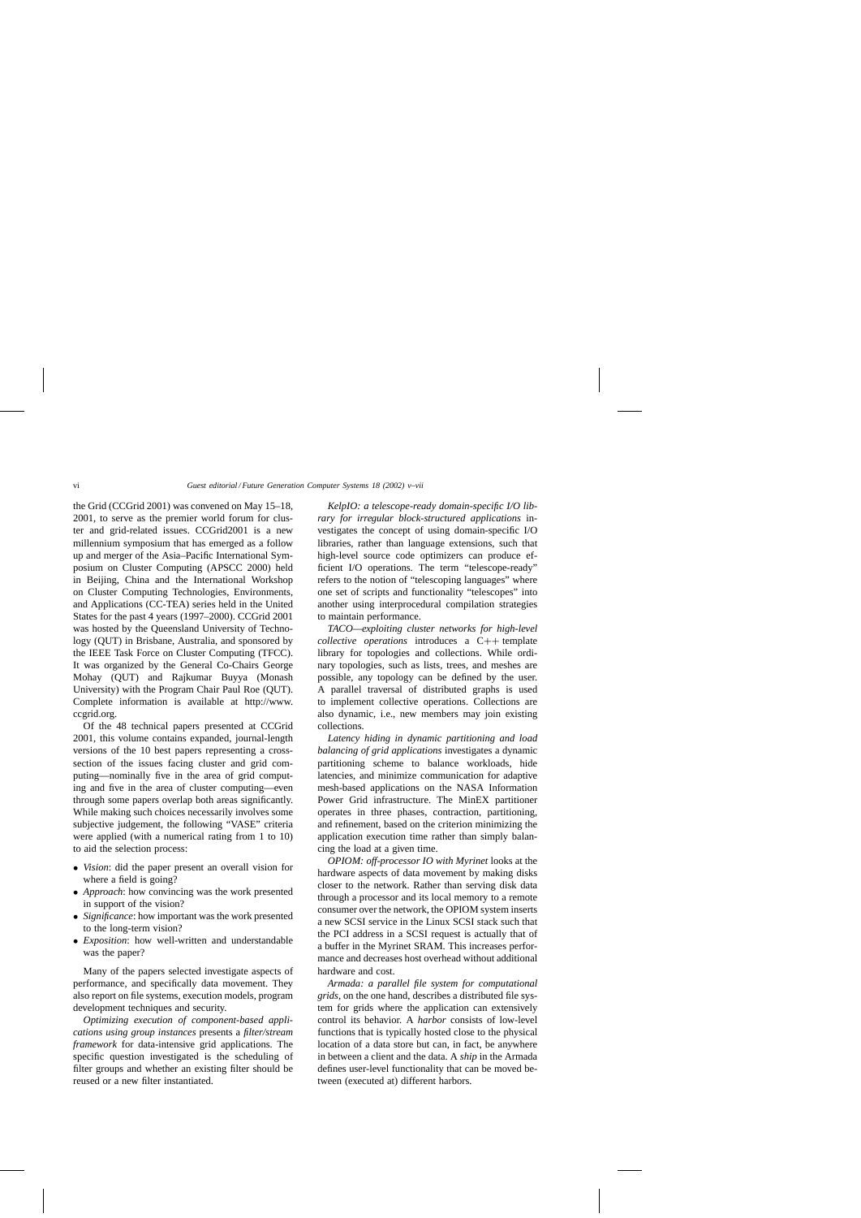the Grid (CCGrid 2001) was convened on May 15–18, 2001, to serve as the premier world forum for cluster and grid-related issues. CCGrid2001 is a new millennium symposium that has emerged as a follow up and merger of the Asia–Pacific International Symposium on Cluster Computing (APSCC 2000) held in Beijing, China and the International Workshop on Cluster Computing Technologies, Environments, and Applications (CC-TEA) series held in the United States for the past 4 years (1997–2000). CCGrid 2001 was hosted by the Queensland University of Technology (QUT) in Brisbane, Australia, and sponsored by the IEEE Task Force on Cluster Computing (TFCC). It was organized by the General Co-Chairs George Mohay (QUT) and Rajkumar Buyya (Monash University) with the Program Chair Paul Roe (QUT). Complete information is available at http://www.ccgrid.org.

Of the 48 technical papers presented at CCGrid 2001, this volume contains expanded, journal-length versions of the 10 best papers representing a cross-section of the issues facing cluster and grid computing—nominally five in the area of grid computing and five in the area of cluster computing—even through some papers overlap both areas significantly. While making such choices necessarily involves some subjective judgement, the following "VASE" criteria were applied (with a numerical rating from 1 to 10) to aid the selection process:

- *Vision*: did the paper present an overall vision for where a field is going?
- *Approach*: how convincing was the work presented in support of the vision?
- *Significance*: how important was the work presented to the long-term vision?
- *Exposition*: how well-written and understandable was the paper?

Many of the papers selected investigate aspects of performance, and specifically data movement. They also report on file systems, execution models, program development techniques and security.

*Optimizing execution of component-based applications using group instances* presents a *filter/stream framework* for data-intensive grid applications. The specific question investigated is the scheduling of filter groups and whether an existing filter should be reused or a new filter instantiated.

*KelpIO: a telescope-ready domain-specific I/O library for irregular block-structured applications* investigates the concept of using domain-specific I/O libraries, rather than language extensions, such that high-level source code optimizers can produce efficient I/O operations. The term "telescope-ready" refers to the notion of "telescoping languages" where one set of scripts and functionality "telescopes" into another using interprocedural compilation strategies to maintain performance.

*TACO—exploiting cluster networks for high-level collective operations* introduces a C++ template library for topologies and collections. While ordinary topologies, such as lists, trees, and meshes are possible, any topology can be defined by the user. A parallel traversal of distributed graphs is used to implement collective operations. Collections are also dynamic, i.e., new members may join existing collections.

*Latency hiding in dynamic partitioning and load balancing of grid applications* investigates a dynamic partitioning scheme to balance workloads, hide latencies, and minimize communication for adaptive mesh-based applications on the NASA Information Power Grid infrastructure. The MinEX partitioner operates in three phases, contraction, partitioning, and refinement, based on the criterion minimizing the application execution time rather than simply balancing the load at a given time.

*OPIOM: off-processor IO with Myrinet* looks at the hardware aspects of data movement by making disks closer to the network. Rather than serving disk data through a processor and its local memory to a remote consumer over the network, the OPIOM system inserts a new SCSI service in the Linux SCSI stack such that the PCI address in a SCSI request is actually that of a buffer in the Myrinet SRAM. This increases performance and decreases host overhead without additional hardware and cost.

*Armada: a parallel file system for computational grids*, on the one hand, describes a distributed file system for grids where the application can extensively control its behavior. A *harbor* consists of low-level functions that is typically hosted close to the physical location of a data store but can, in fact, be anywhere in between a client and the data. A *ship* in the Armada defines user-level functionality that can be moved between (executed at) different harbors.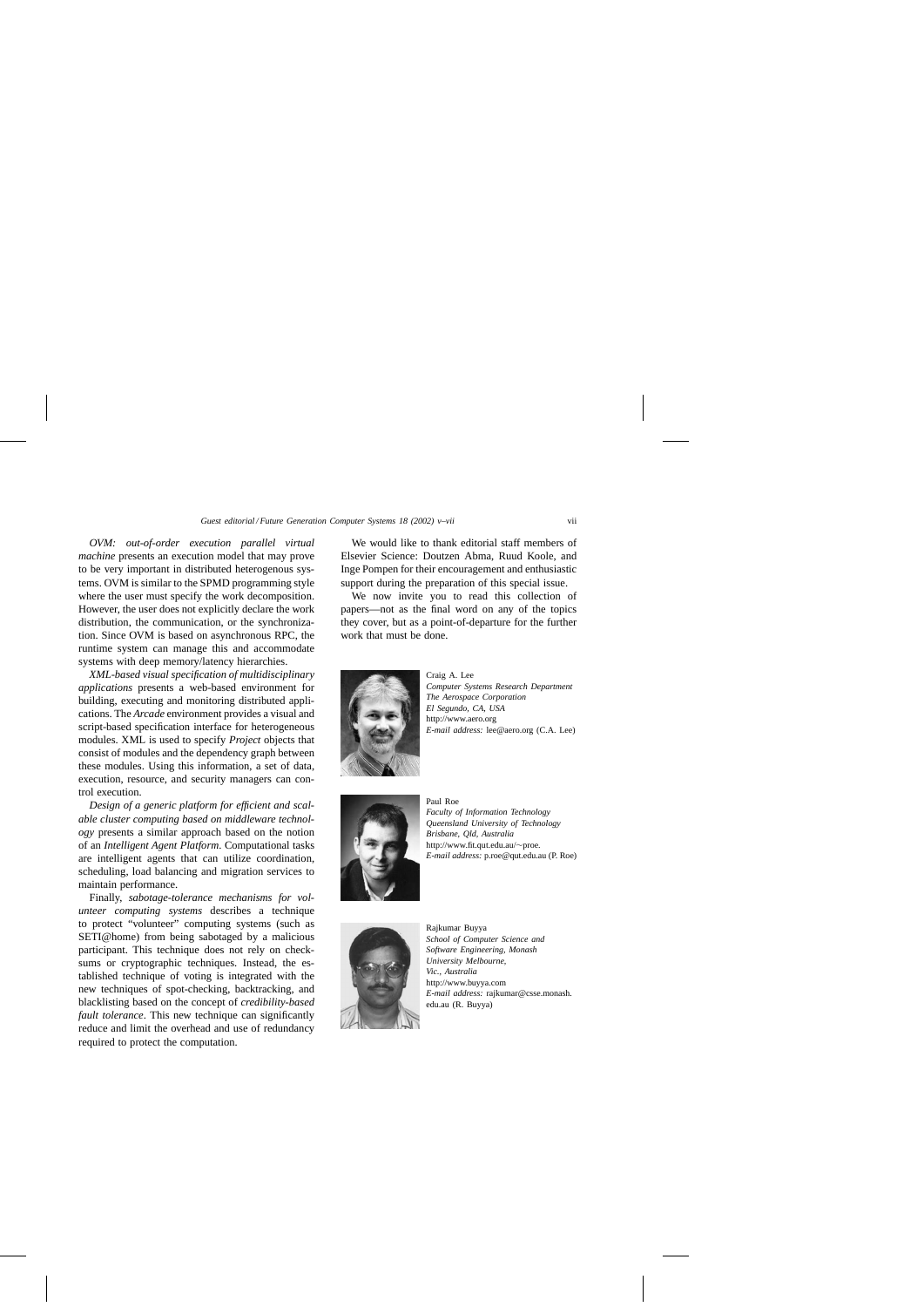*OVM: out-of-order execution parallel virtual machine* presents an execution model that may prove to be very important in distributed heterogenous systems. OVM is similar to the SPMD programming style where the user must specify the work decomposition. However, the user does not explicitly declare the work distribution, the communication, or the synchronization. Since OVM is based on asynchronous RPC, the runtime system can manage this and accommodate systems with deep memory/latency hierarchies.

*XML-based visual specification of multidisciplinary applications* presents a web-based environment for building, executing and monitoring distributed applications. The *Arcade* environment provides a visual and script-based specification interface for heterogeneous modules. XML is used to specify *Project* objects that consist of modules and the dependency graph between these modules. Using this information, a set of data, execution, resource, and security managers can control execution.

*Design of a generic platform for efficient and scalable cluster computing based on middleware technology* presents a similar approach based on the notion of an *Intelligent Agent Platform*. Computational tasks are intelligent agents that can utilize coordination, scheduling, load balancing and migration services to maintain performance.

Finally, *sabotage-tolerance mechanisms for volunteer computing systems* describes a technique to protect "volunteer" computing systems (such as SETI@home) from being sabotaged by a malicious participant. This technique does not rely on checksums or cryptographic techniques. Instead, the established technique of voting is integrated with the new techniques of spot-checking, backtracking, and blacklisting based on the concept of *credibility-based fault tolerance*. This new technique can significantly reduce and limit the overhead and use of redundancy required to protect the computation.

We would like to thank editorial staff members of Elsevier Science: Doutzen Abma, Ruud Koole, and Inge Pompen for their encouragement and enthusiastic support during the preparation of this special issue.

We now invite you to read this collection of papers—not as the final word on any of the topics they cover, but as a point-of-departure for the further work that must be done.

Craig A. Lee
*Computer Systems Research Department*
*The Aerospace Corporation*
*El Segundo, CA, USA*
http://www.aero.org
*E-mail address:* lee@aero.org (C.A. Lee)

Paul Roe
*Faculty of Information Technology*
*Queensland University of Technology*
*Brisbane, Qld, Australia*
http://www.fit.qut.edu.au/~proe.
*E-mail address:* p.roe@qut.edu.au (P. Roe)

Rajkumar Buyya
*School of Computer Science and Software Engineering, Monash University Melbourne, Vic., Australia*
http://www.buyya.com
*E-mail address:* rajkumar@csse.monash.edu.au (R. Buyya)